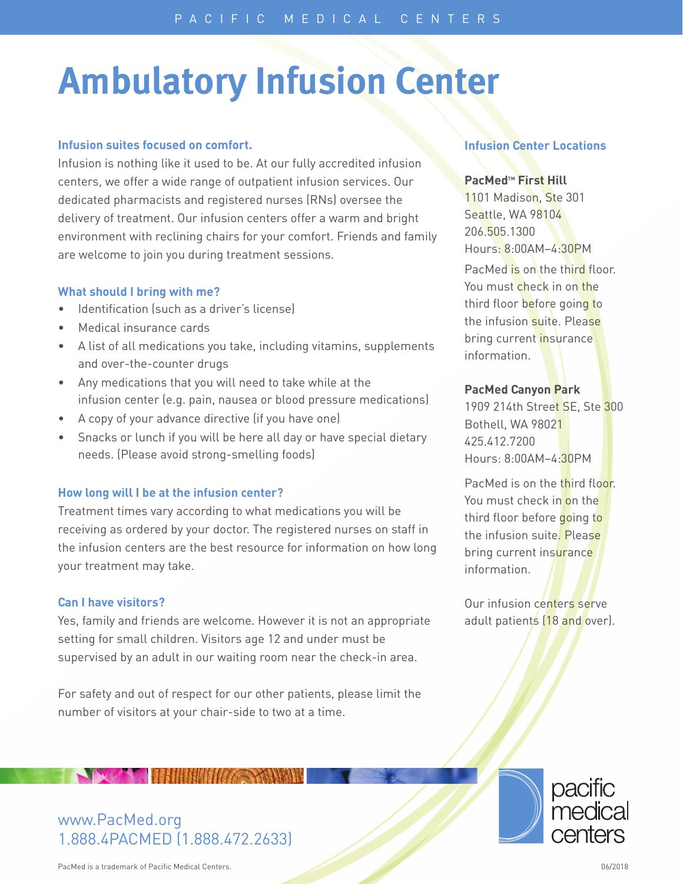# Ambulatory Infusion Center

### Infusion suites focused on comfort.

Infusion is nothing like it used to be. At our fully accredited infusion centers, we offer a wide range of outpatient infusion services. Our dedicated pharmacists and registered nurses (RNs) oversee the delivery of treatment. Our infusion centers offer a warm and bright environment with reclining chairs for your comfort. Friends and family are welcome to join you during treatment sessions.

### What should I bring with me?

- Identification (such as a driver's license)
- Medical insurance cards
- A list of all medications you take, including vitamins, supplements and over-the-counter drugs
- Any medications that you will need to take while at the infusion center (e.g. pain, nausea or blood pressure medications)
- A copy of your advance directive (if you have one)
- Snacks or lunch if you will be here all day or have special dietary needs. (Please avoid strong-smelling foods)

### How long will I be at the infusion center?

Treatment times vary according to what medications you will be receiving as ordered by your doctor. The registered nurses on staff in the infusion centers are the best resource for information on how long your treatment may take.

### Can I have visitors?

Yes, family and friends are welcome. However it is not an appropriate setting for small children. Visitors age 12 and under must be supervised by an adult in our waiting room near the check-in area.

For safety and out of respect for our other patients, please limit the number of visitors at your chair-side to two at a time.

### Infusion Center Locations

**PacMed™ First Hill**
1101 Madison, Ste 301
Seattle, WA 98104
206.505.1300
Hours: 8:00AM–4:30PM

PacMed is on the third floor. You must check in on the third floor before going to the infusion suite. Please bring current insurance information.

**PacMed Canyon Park**
1909 214th Street SE, Ste 300
Bothell, WA 98021
425.412.7200
Hours: 8:00AM–4:30PM

PacMed is on the third floor. You must check in on the third floor before going to the infusion suite. Please bring current insurance information.

Our infusion centers serve adult patients (18 and over).

www.PacMed.org
1.888.4PACMED (1.888.472.2633)

pacific medical centers

PacMed is a trademark of Pacific Medical Centers.

06/2018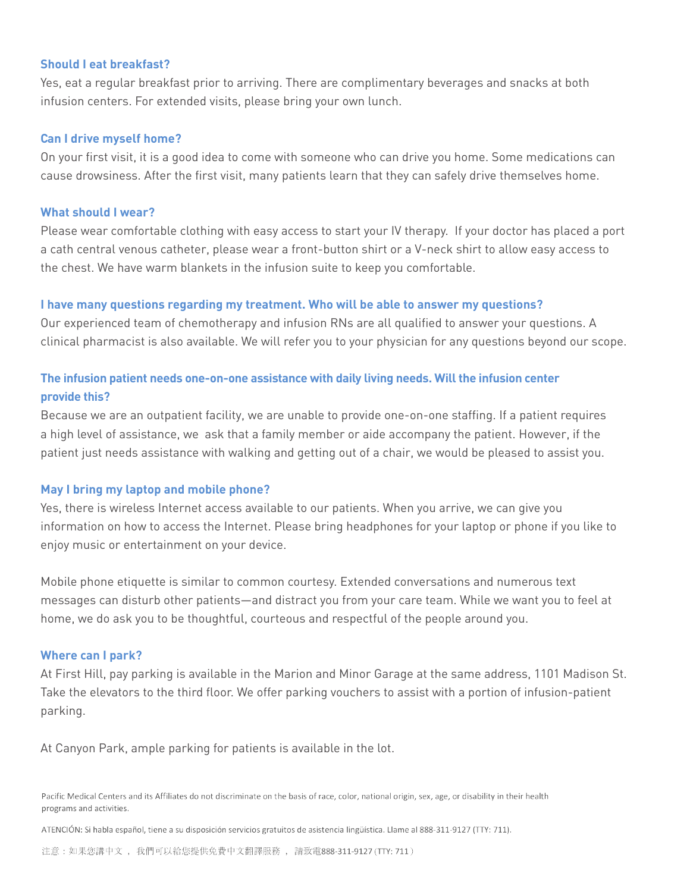### Should I eat breakfast?

Yes, eat a regular breakfast prior to arriving. There are complimentary beverages and snacks at both infusion centers. For extended visits, please bring your own lunch.

### Can I drive myself home?

On your first visit, it is a good idea to come with someone who can drive you home. Some medications can cause drowsiness. After the first visit, many patients learn that they can safely drive themselves home.

### What should I wear?

Please wear comfortable clothing with easy access to start your IV therapy. If your doctor has placed a port a cath central venous catheter, please wear a front-button shirt or a V-neck shirt to allow easy access to the chest. We have warm blankets in the infusion suite to keep you comfortable.

### I have many questions regarding my treatment. Who will be able to answer my questions?

Our experienced team of chemotherapy and infusion RNs are all qualified to answer your questions. A clinical pharmacist is also available. We will refer you to your physician for any questions beyond our scope.

### The infusion patient needs one-on-one assistance with daily living needs. Will the infusion center provide this?

Because we are an outpatient facility, we are unable to provide one-on-one staffing. If a patient requires a high level of assistance, we ask that a family member or aide accompany the patient. However, if the patient just needs assistance with walking and getting out of a chair, we would be pleased to assist you.

### May I bring my laptop and mobile phone?

Yes, there is wireless Internet access available to our patients. When you arrive, we can give you information on how to access the Internet. Please bring headphones for your laptop or phone if you like to enjoy music or entertainment on your device.

Mobile phone etiquette is similar to common courtesy. Extended conversations and numerous text messages can disturb other patients—and distract you from your care team. While we want you to feel at home, we do ask you to be thoughtful, courteous and respectful of the people around you.

### Where can I park?

At First Hill, pay parking is available in the Marion and Minor Garage at the same address, 1101 Madison St. Take the elevators to the third floor. We offer parking vouchers to assist with a portion of infusion-patient parking.

At Canyon Park, ample parking for patients is available in the lot.

Pacific Medical Centers and its Affiliates do not discriminate on the basis of race, color, national origin, sex, age, or disability in their health programs and activities.

ATENCIÓN: Si habla español, tiene a su disposición servicios gratuitos de asistencia lingüística. Llame al 888-311-9127 (TTY: 711).

注意：如果您講中文 ， 我們可以給您提供免費中文翻譯服務 ， 請致電888-311-9127 (TTY: 711)